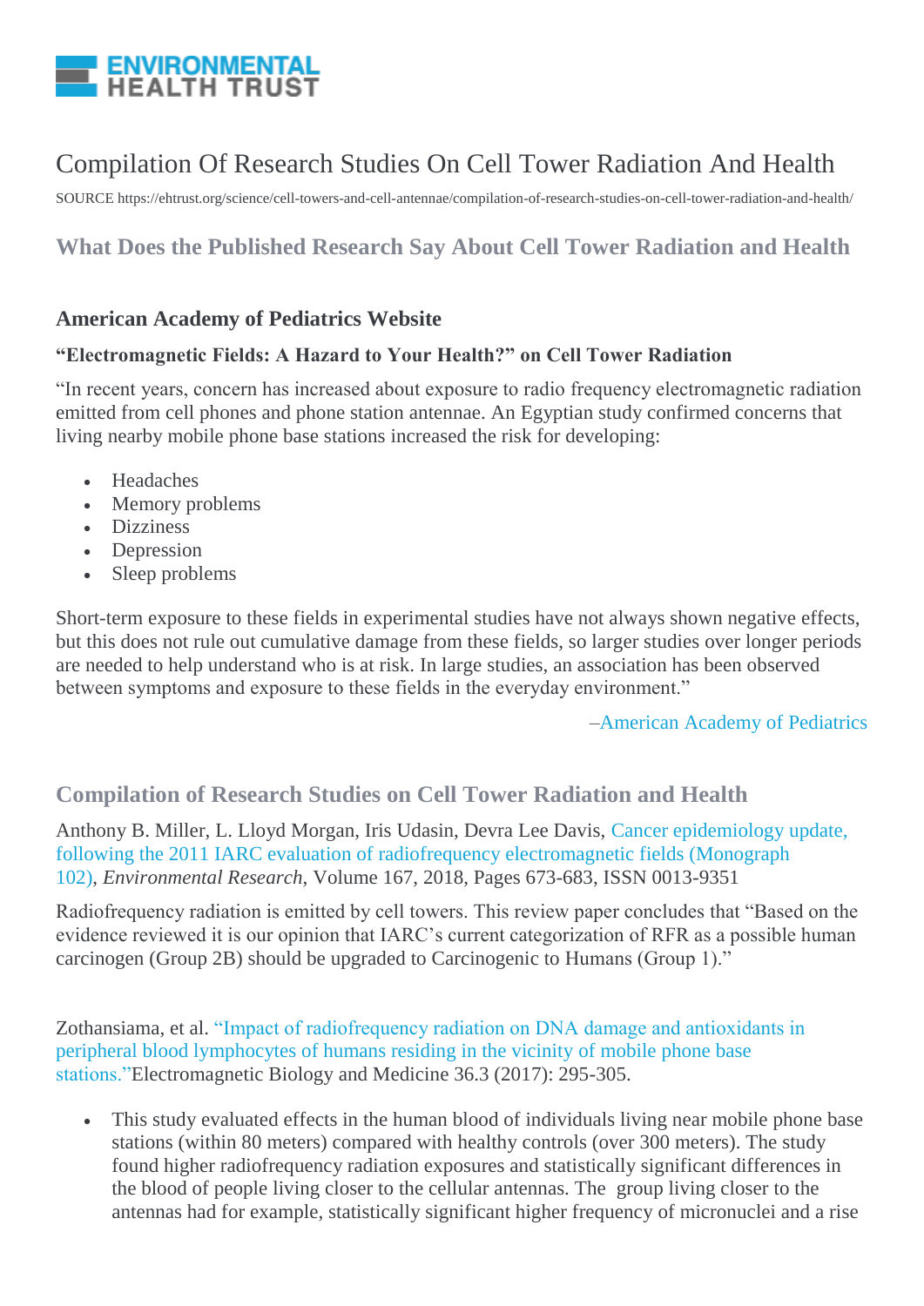ENVIRONMENTAL HEALTH TRUST

# Compilation Of Research Studies On Cell Tower Radiation And Health

SOURCE https://ehtrust.org/science/cell-towers-and-cell-antennae/compilation-of-research-studies-on-cell-tower-radiation-and-health/

## What Does the Published Research Say About Cell Tower Radiation and Health

### American Academy of Pediatrics Website

#### "Electromagnetic Fields: A Hazard to Your Health?" on Cell Tower Radiation

"In recent years, concern has increased about exposure to radio frequency electromagnetic radiation emitted from cell phones and phone station antennae. An Egyptian study confirmed concerns that living nearby mobile phone base stations increased the risk for developing:

- Headaches
- Memory problems
- Dizziness
- Depression
- Sleep problems

Short-term exposure to these fields in experimental studies have not always shown negative effects, but this does not rule out cumulative damage from these fields, so larger studies over longer periods are needed to help understand who is at risk. In large studies, an association has been observed between symptoms and exposure to these fields in the everyday environment."

–American Academy of Pediatrics

## Compilation of Research Studies on Cell Tower Radiation and Health

Anthony B. Miller, L. Lloyd Morgan, Iris Udasin, Devra Lee Davis, Cancer epidemiology update, following the 2011 IARC evaluation of radiofrequency electromagnetic fields (Monograph 102), *Environmental Research*, Volume 167, 2018, Pages 673-683, ISSN 0013-9351

Radiofrequency radiation is emitted by cell towers. This review paper concludes that "Based on the evidence reviewed it is our opinion that IARC's current categorization of RFR as a possible human carcinogen (Group 2B) should be upgraded to Carcinogenic to Humans (Group 1)."

Zothansiama, et al. "Impact of radiofrequency radiation on DNA damage and antioxidants in peripheral blood lymphocytes of humans residing in the vicinity of mobile phone base stations."Electromagnetic Biology and Medicine 36.3 (2017): 295-305.

- This study evaluated effects in the human blood of individuals living near mobile phone base stations (within 80 meters) compared with healthy controls (over 300 meters). The study found higher radiofrequency radiation exposures and statistically significant differences in the blood of people living closer to the cellular antennas. The group living closer to the antennas had for example, statistically significant higher frequency of micronuclei and a rise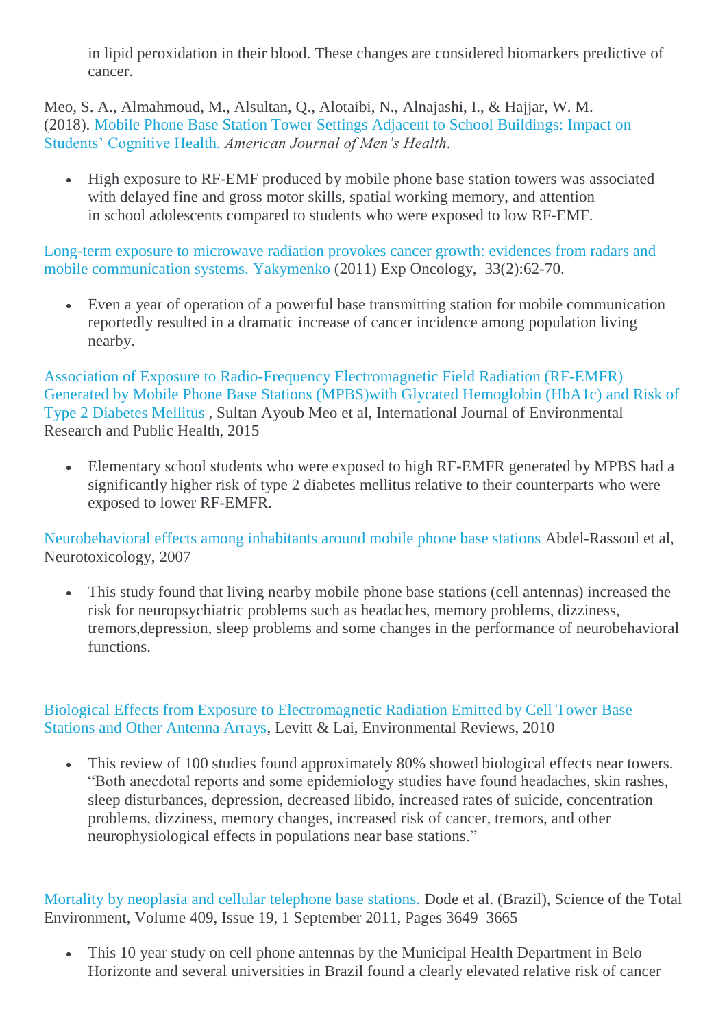- in lipid peroxidation in their blood. These changes are considered biomarkers predictive of cancer.

Meo, S. A., Almahmoud, M., Alsultan, Q., Alotaibi, N., Alnajashi, I., & Hajjar, W. M. (2018). Mobile Phone Base Station Tower Settings Adjacent to School Buildings: Impact on Students' Cognitive Health. *American Journal of Men's Health*.

- High exposure to RF-EMF produced by mobile phone base station towers was associated with delayed fine and gross motor skills, spatial working memory, and attention in school adolescents compared to students who were exposed to low RF-EMF.

Long-term exposure to microwave radiation provokes cancer growth: evidences from radars and mobile communication systems. Yakymenko (2011) Exp Oncology, 33(2):62-70.

- Even a year of operation of a powerful base transmitting station for mobile communication reportedly resulted in a dramatic increase of cancer incidence among population living nearby.

Association of Exposure to Radio-Frequency Electromagnetic Field Radiation (RF-EMFR) Generated by Mobile Phone Base Stations (MPBS)with Glycated Hemoglobin (HbA1c) and Risk of Type 2 Diabetes Mellitus , Sultan Ayoub Meo et al, International Journal of Environmental Research and Public Health, 2015

- Elementary school students who were exposed to high RF-EMFR generated by MPBS had a significantly higher risk of type 2 diabetes mellitus relative to their counterparts who were exposed to lower RF-EMFR.

Neurobehavioral effects among inhabitants around mobile phone base stations Abdel-Rassoul et al, Neurotoxicology, 2007

- This study found that living nearby mobile phone base stations (cell antennas) increased the risk for neuropsychiatric problems such as headaches, memory problems, dizziness, tremors,depression, sleep problems and some changes in the performance of neurobehavioral functions.

Biological Effects from Exposure to Electromagnetic Radiation Emitted by Cell Tower Base Stations and Other Antenna Arrays, Levitt & Lai, Environmental Reviews, 2010

- This review of 100 studies found approximately 80% showed biological effects near towers. "Both anecdotal reports and some epidemiology studies have found headaches, skin rashes, sleep disturbances, depression, decreased libido, increased rates of suicide, concentration problems, dizziness, memory changes, increased risk of cancer, tremors, and other neurophysiological effects in populations near base stations."

Mortality by neoplasia and cellular telephone base stations. Dode et al. (Brazil), Science of the Total Environment, Volume 409, Issue 19, 1 September 2011, Pages 3649–3665

- This 10 year study on cell phone antennas by the Municipal Health Department in Belo Horizonte and several universities in Brazil found a clearly elevated relative risk of cancer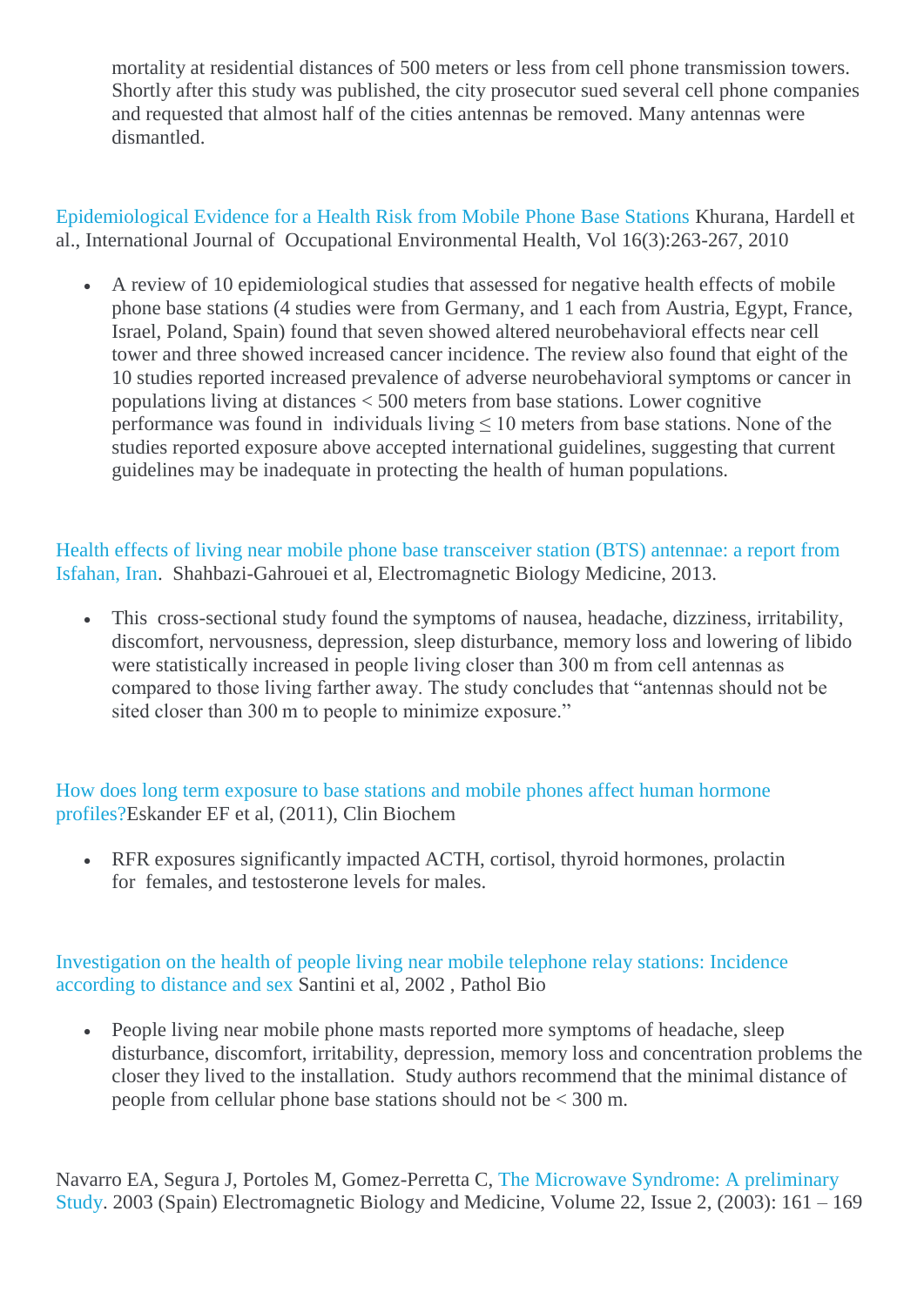mortality at residential distances of 500 meters or less from cell phone transmission towers. Shortly after this study was published, the city prosecutor sued several cell phone companies and requested that almost half of the cities antennas be removed. Many antennas were dismantled.

Epidemiological Evidence for a Health Risk from Mobile Phone Base Stations Khurana, Hardell et al., International Journal of Occupational Environmental Health, Vol 16(3):263-267, 2010

- A review of 10 epidemiological studies that assessed for negative health effects of mobile phone base stations (4 studies were from Germany, and 1 each from Austria, Egypt, France, Israel, Poland, Spain) found that seven showed altered neurobehavioral effects near cell tower and three showed increased cancer incidence. The review also found that eight of the 10 studies reported increased prevalence of adverse neurobehavioral symptoms or cancer in populations living at distances < 500 meters from base stations. Lower cognitive performance was found in individuals living ≤ 10 meters from base stations. None of the studies reported exposure above accepted international guidelines, suggesting that current guidelines may be inadequate in protecting the health of human populations.

Health effects of living near mobile phone base transceiver station (BTS) antennae: a report from Isfahan, Iran. Shahbazi-Gahrouei et al, Electromagnetic Biology Medicine, 2013.

- This cross-sectional study found the symptoms of nausea, headache, dizziness, irritability, discomfort, nervousness, depression, sleep disturbance, memory loss and lowering of libido were statistically increased in people living closer than 300 m from cell antennas as compared to those living farther away. The study concludes that "antennas should not be sited closer than 300 m to people to minimize exposure."

How does long term exposure to base stations and mobile phones affect human hormone profiles?Eskander EF et al, (2011), Clin Biochem

- RFR exposures significantly impacted ACTH, cortisol, thyroid hormones, prolactin for females, and testosterone levels for males.

Investigation on the health of people living near mobile telephone relay stations: Incidence according to distance and sex Santini et al, 2002 , Pathol Bio

- People living near mobile phone masts reported more symptoms of headache, sleep disturbance, discomfort, irritability, depression, memory loss and concentration problems the closer they lived to the installation. Study authors recommend that the minimal distance of people from cellular phone base stations should not be < 300 m.

Navarro EA, Segura J, Portoles M, Gomez-Perretta C, The Microwave Syndrome: A preliminary Study. 2003 (Spain) Electromagnetic Biology and Medicine, Volume 22, Issue 2, (2003): 161 – 169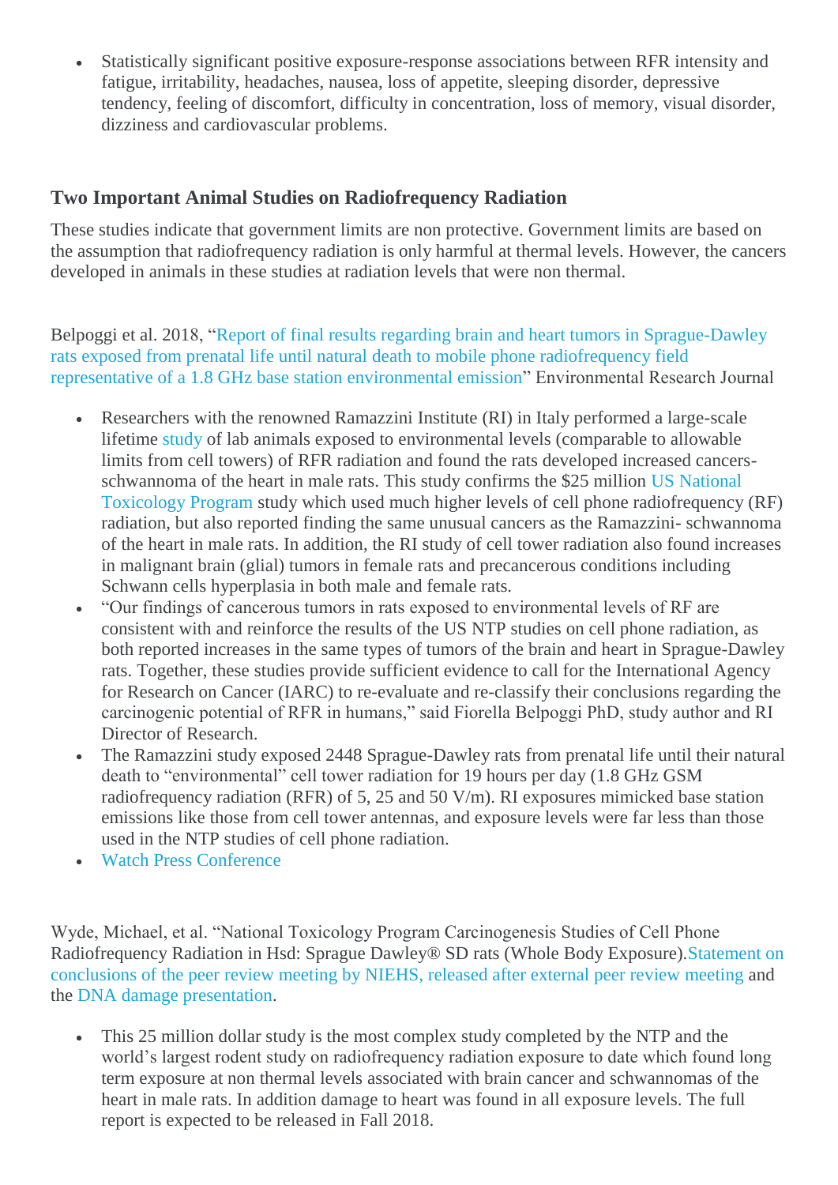- Statistically significant positive exposure-response associations between RFR intensity and fatigue, irritability, headaches, nausea, loss of appetite, sleeping disorder, depressive tendency, feeling of discomfort, difficulty in concentration, loss of memory, visual disorder, dizziness and cardiovascular problems.

## Two Important Animal Studies on Radiofrequency Radiation

These studies indicate that government limits are non protective. Government limits are based on the assumption that radiofrequency radiation is only harmful at thermal levels. However, the cancers developed in animals in these studies at radiation levels that were non thermal.

Belpoggi et al. 2018, "Report of final results regarding brain and heart tumors in Sprague-Dawley rats exposed from prenatal life until natural death to mobile phone radiofrequency field representative of a 1.8 GHz base station environmental emission" Environmental Research Journal

- Researchers with the renowned Ramazzini Institute (RI) in Italy performed a large-scale lifetime study of lab animals exposed to environmental levels (comparable to allowable limits from cell towers) of RFR radiation and found the rats developed increased cancers- schwannoma of the heart in male rats. This study confirms the $25 million US National Toxicology Program study which used much higher levels of cell phone radiofrequency (RF) radiation, but also reported finding the same unusual cancers as the Ramazzini- schwannoma of the heart in male rats. In addition, the RI study of cell tower radiation also found increases in malignant brain (glial) tumors in female rats and precancerous conditions including Schwann cells hyperplasia in both male and female rats.
- "Our findings of cancerous tumors in rats exposed to environmental levels of RF are consistent with and reinforce the results of the US NTP studies on cell phone radiation, as both reported increases in the same types of tumors of the brain and heart in Sprague-Dawley rats. Together, these studies provide sufficient evidence to call for the International Agency for Research on Cancer (IARC) to re-evaluate and re-classify their conclusions regarding the carcinogenic potential of RFR in humans," said Fiorella Belpoggi PhD, study author and RI Director of Research.
- The Ramazzini study exposed 2448 Sprague-Dawley rats from prenatal life until their natural death to "environmental" cell tower radiation for 19 hours per day (1.8 GHz GSM radiofrequency radiation (RFR) of 5, 25 and 50 V/m). RI exposures mimicked base station emissions like those from cell tower antennas, and exposure levels were far less than those used in the NTP studies of cell phone radiation.
- Watch Press Conference

Wyde, Michael, et al. "National Toxicology Program Carcinogenesis Studies of Cell Phone Radiofrequency Radiation in Hsd: Sprague Dawley® SD rats (Whole Body Exposure).Statement on conclusions of the peer review meeting by NIEHS, released after external peer review meeting and the DNA damage presentation.

- This 25 million dollar study is the most complex study completed by the NTP and the world's largest rodent study on radiofrequency radiation exposure to date which found long term exposure at non thermal levels associated with brain cancer and schwannomas of the heart in male rats. In addition damage to heart was found in all exposure levels. The full report is expected to be released in Fall 2018.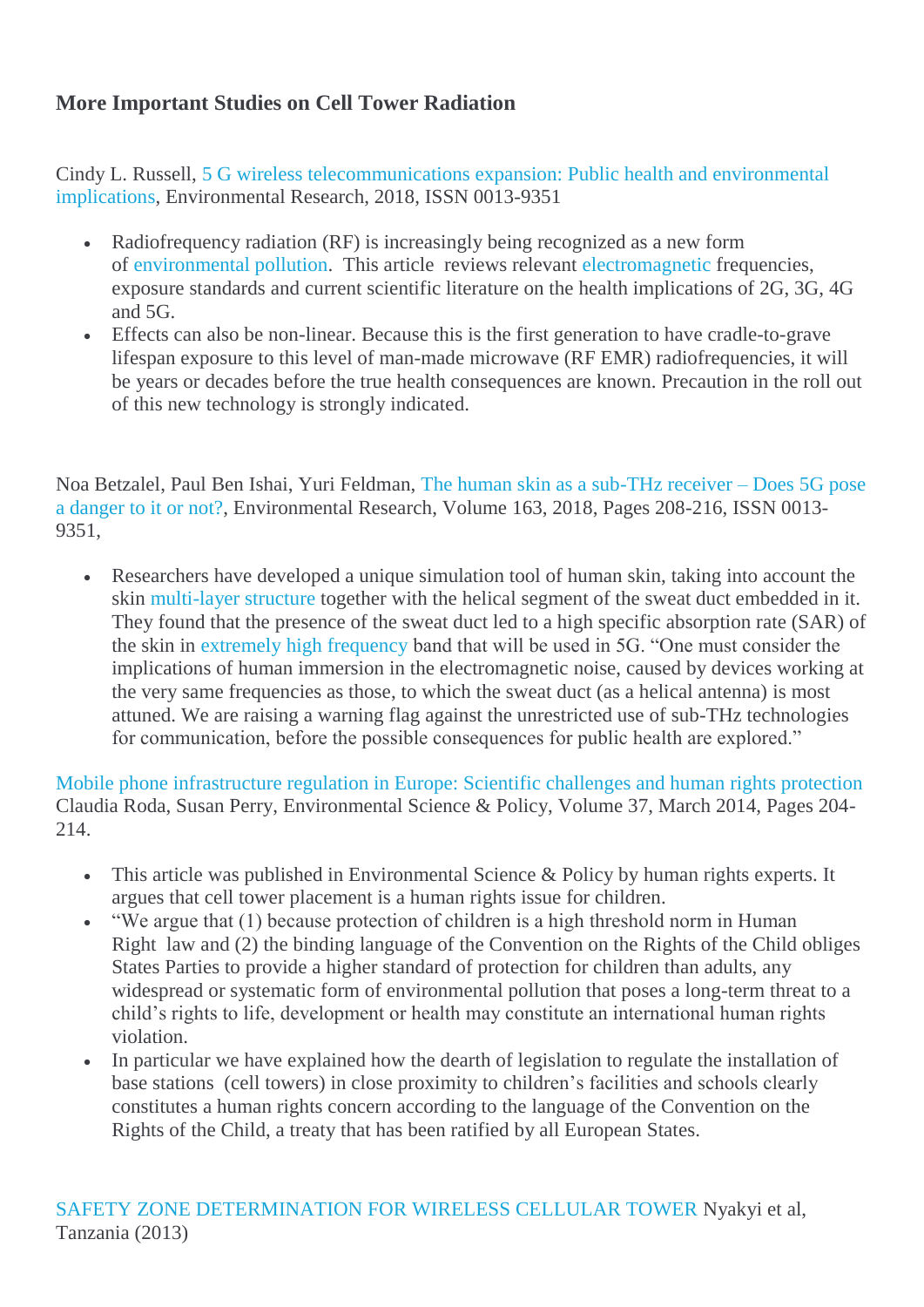**More Important Studies on Cell Tower Radiation**

Cindy L. Russell, 5 G wireless telecommunications expansion: Public health and environmental implications, Environmental Research, 2018, ISSN 0013-9351

- Radiofrequency radiation (RF) is increasingly being recognized as a new form of environmental pollution. This article reviews relevant electromagnetic frequencies, exposure standards and current scientific literature on the health implications of 2G, 3G, 4G and 5G.
- Effects can also be non-linear. Because this is the first generation to have cradle-to-grave lifespan exposure to this level of man-made microwave (RF EMR) radiofrequencies, it will be years or decades before the true health consequences are known. Precaution in the roll out of this new technology is strongly indicated.

Noa Betzalel, Paul Ben Ishai, Yuri Feldman, The human skin as a sub-THz receiver – Does 5G pose a danger to it or not?, Environmental Research, Volume 163, 2018, Pages 208-216, ISSN 0013-9351,

- Researchers have developed a unique simulation tool of human skin, taking into account the skin multi-layer structure together with the helical segment of the sweat duct embedded in it. They found that the presence of the sweat duct led to a high specific absorption rate (SAR) of the skin in extremely high frequency band that will be used in 5G. "One must consider the implications of human immersion in the electromagnetic noise, caused by devices working at the very same frequencies as those, to which the sweat duct (as a helical antenna) is most attuned. We are raising a warning flag against the unrestricted use of sub-THz technologies for communication, before the possible consequences for public health are explored."

Mobile phone infrastructure regulation in Europe: Scientific challenges and human rights protection Claudia Roda, Susan Perry, Environmental Science & Policy, Volume 37, March 2014, Pages 204-214.

- This article was published in Environmental Science & Policy by human rights experts. It argues that cell tower placement is a human rights issue for children.
- "We argue that (1) because protection of children is a high threshold norm in Human Right law and (2) the binding language of the Convention on the Rights of the Child obliges States Parties to provide a higher standard of protection for children than adults, any widespread or systematic form of environmental pollution that poses a long-term threat to a child's rights to life, development or health may constitute an international human rights violation.
- In particular we have explained how the dearth of legislation to regulate the installation of base stations (cell towers) in close proximity to children's facilities and schools clearly constitutes a human rights concern according to the language of the Convention on the Rights of the Child, a treaty that has been ratified by all European States.

SAFETY ZONE DETERMINATION FOR WIRELESS CELLULAR TOWER Nyakyi et al, Tanzania (2013)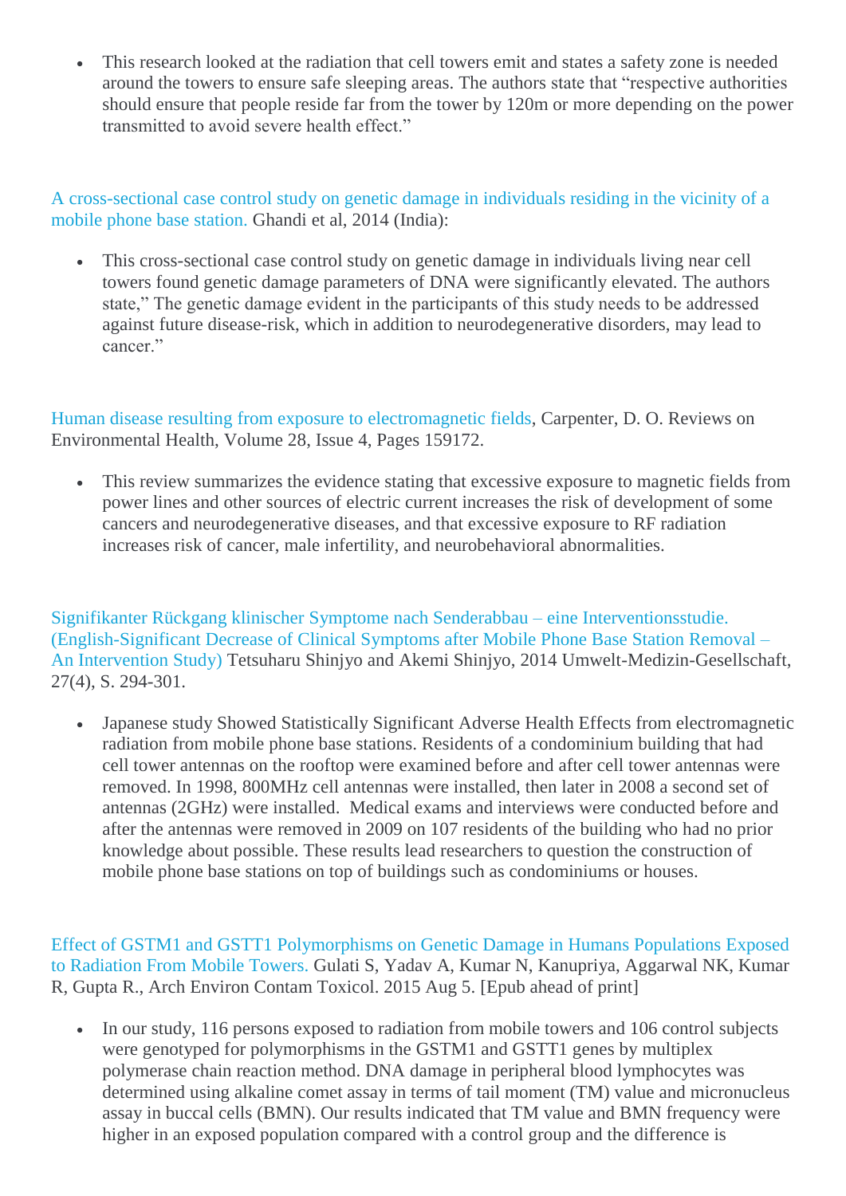- This research looked at the radiation that cell towers emit and states a safety zone is needed around the towers to ensure safe sleeping areas. The authors state that "respective authorities should ensure that people reside far from the tower by 120m or more depending on the power transmitted to avoid severe health effect."

A cross-sectional case control study on genetic damage in individuals residing in the vicinity of a mobile phone base station. Ghandi et al, 2014 (India):

- This cross-sectional case control study on genetic damage in individuals living near cell towers found genetic damage parameters of DNA were significantly elevated. The authors state," The genetic damage evident in the participants of this study needs to be addressed against future disease-risk, which in addition to neurodegenerative disorders, may lead to cancer."

Human disease resulting from exposure to electromagnetic fields, Carpenter, D. O. Reviews on Environmental Health, Volume 28, Issue 4, Pages 159172.

- This review summarizes the evidence stating that excessive exposure to magnetic fields from power lines and other sources of electric current increases the risk of development of some cancers and neurodegenerative diseases, and that excessive exposure to RF radiation increases risk of cancer, male infertility, and neurobehavioral abnormalities.

Signifikanter Rückgang klinischer Symptome nach Senderabbau – eine Interventionsstudie. (English-Significant Decrease of Clinical Symptoms after Mobile Phone Base Station Removal – An Intervention Study) Tetsuharu Shinjyo and Akemi Shinjyo, 2014 Umwelt-Medizin-Gesellschaft, 27(4), S. 294-301.

- Japanese study Showed Statistically Significant Adverse Health Effects from electromagnetic radiation from mobile phone base stations. Residents of a condominium building that had cell tower antennas on the rooftop were examined before and after cell tower antennas were removed. In 1998, 800MHz cell antennas were installed, then later in 2008 a second set of antennas (2GHz) were installed. Medical exams and interviews were conducted before and after the antennas were removed in 2009 on 107 residents of the building who had no prior knowledge about possible. These results lead researchers to question the construction of mobile phone base stations on top of buildings such as condominiums or houses.

Effect of GSTM1 and GSTT1 Polymorphisms on Genetic Damage in Humans Populations Exposed to Radiation From Mobile Towers. Gulati S, Yadav A, Kumar N, Kanupriya, Aggarwal NK, Kumar R, Gupta R., Arch Environ Contam Toxicol. 2015 Aug 5. [Epub ahead of print]

- In our study, 116 persons exposed to radiation from mobile towers and 106 control subjects were genotyped for polymorphisms in the GSTM1 and GSTT1 genes by multiplex polymerase chain reaction method. DNA damage in peripheral blood lymphocytes was determined using alkaline comet assay in terms of tail moment (TM) value and micronucleus assay in buccal cells (BMN). Our results indicated that TM value and BMN frequency were higher in an exposed population compared with a control group and the difference is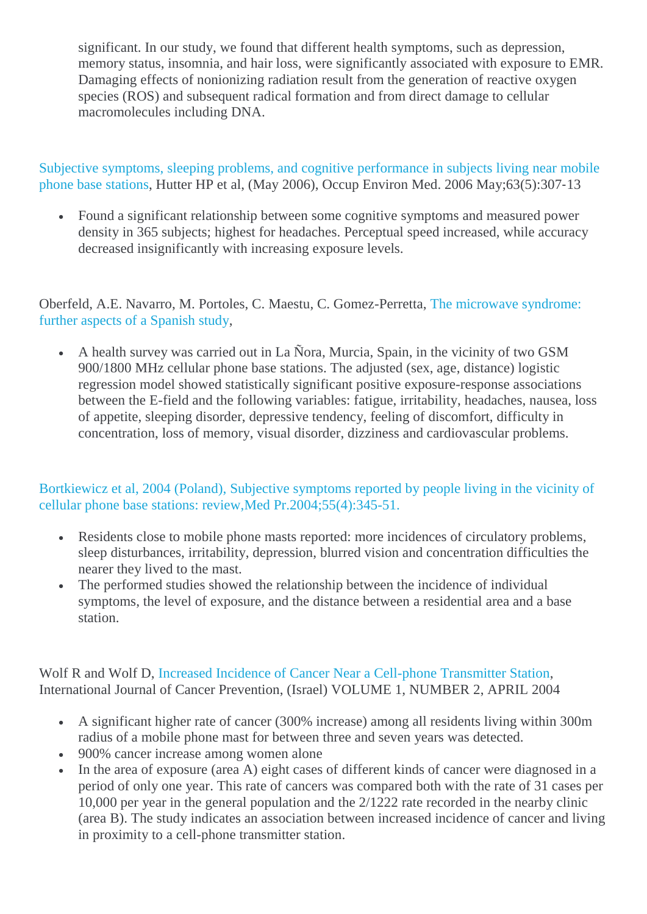significant. In our study, we found that different health symptoms, such as depression, memory status, insomnia, and hair loss, were significantly associated with exposure to EMR. Damaging effects of nonionizing radiation result from the generation of reactive oxygen species (ROS) and subsequent radical formation and from direct damage to cellular macromolecules including DNA.

Subjective symptoms, sleeping problems, and cognitive performance in subjects living near mobile phone base stations, Hutter HP et al, (May 2006), Occup Environ Med. 2006 May;63(5):307-13

- Found a significant relationship between some cognitive symptoms and measured power density in 365 subjects; highest for headaches. Perceptual speed increased, while accuracy decreased insignificantly with increasing exposure levels.

Oberfeld, A.E. Navarro, M. Portoles, C. Maestu, C. Gomez-Perretta, The microwave syndrome: further aspects of a Spanish study,

- A health survey was carried out in La Ñora, Murcia, Spain, in the vicinity of two GSM 900/1800 MHz cellular phone base stations. The adjusted (sex, age, distance) logistic regression model showed statistically significant positive exposure-response associations between the E-field and the following variables: fatigue, irritability, headaches, nausea, loss of appetite, sleeping disorder, depressive tendency, feeling of discomfort, difficulty in concentration, loss of memory, visual disorder, dizziness and cardiovascular problems.

Bortkiewicz et al, 2004 (Poland), Subjective symptoms reported by people living in the vicinity of cellular phone base stations: review,Med Pr.2004;55(4):345-51.

- Residents close to mobile phone masts reported: more incidences of circulatory problems, sleep disturbances, irritability, depression, blurred vision and concentration difficulties the nearer they lived to the mast.
- The performed studies showed the relationship between the incidence of individual symptoms, the level of exposure, and the distance between a residential area and a base station.

Wolf R and Wolf D, Increased Incidence of Cancer Near a Cell-phone Transmitter Station, International Journal of Cancer Prevention, (Israel) VOLUME 1, NUMBER 2, APRIL 2004

- A significant higher rate of cancer (300% increase) among all residents living within 300m radius of a mobile phone mast for between three and seven years was detected.
- 900% cancer increase among women alone
- In the area of exposure (area A) eight cases of different kinds of cancer were diagnosed in a period of only one year. This rate of cancers was compared both with the rate of 31 cases per 10,000 per year in the general population and the 2/1222 rate recorded in the nearby clinic (area B). The study indicates an association between increased incidence of cancer and living in proximity to a cell-phone transmitter station.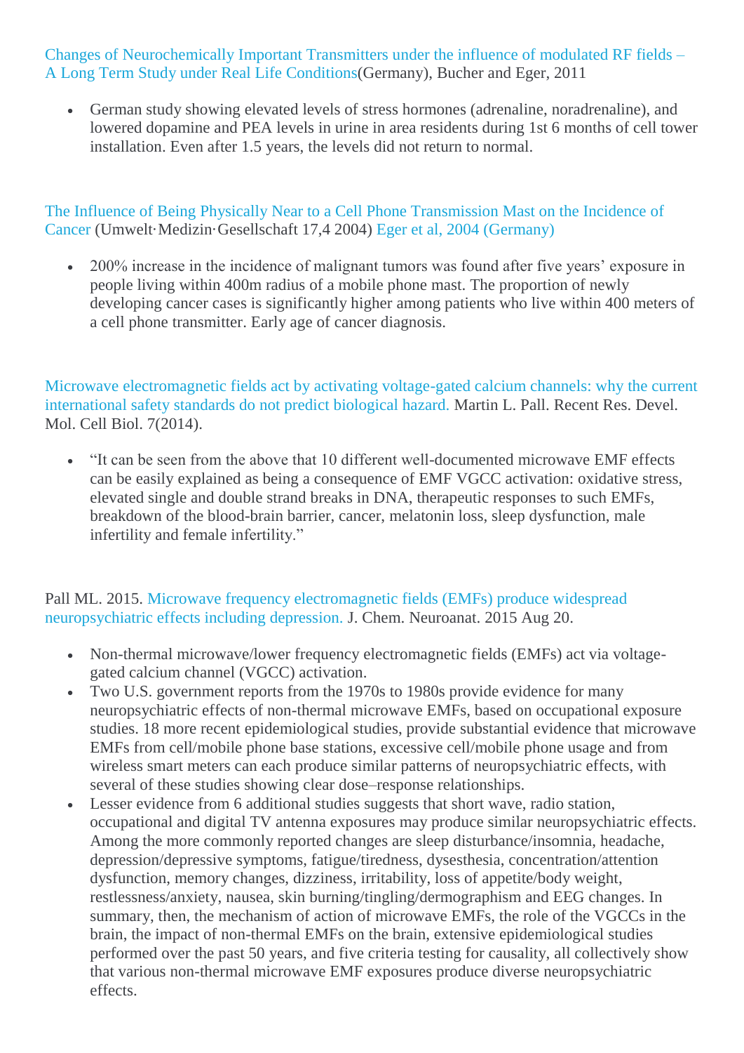Changes of Neurochemically Important Transmitters under the influence of modulated RF fields – A Long Term Study under Real Life Conditions(Germany), Bucher and Eger, 2011

- German study showing elevated levels of stress hormones (adrenaline, noradrenaline), and lowered dopamine and PEA levels in urine in area residents during 1st 6 months of cell tower installation. Even after 1.5 years, the levels did not return to normal.

The Influence of Being Physically Near to a Cell Phone Transmission Mast on the Incidence of Cancer (Umwelt·Medizin·Gesellschaft 17,4 2004) Eger et al, 2004 (Germany)

- 200% increase in the incidence of malignant tumors was found after five years' exposure in people living within 400m radius of a mobile phone mast. The proportion of newly developing cancer cases is significantly higher among patients who live within 400 meters of a cell phone transmitter. Early age of cancer diagnosis.

Microwave electromagnetic fields act by activating voltage-gated calcium channels: why the current international safety standards do not predict biological hazard. Martin L. Pall. Recent Res. Devel. Mol. Cell Biol. 7(2014).

- "It can be seen from the above that 10 different well-documented microwave EMF effects can be easily explained as being a consequence of EMF VGCC activation: oxidative stress, elevated single and double strand breaks in DNA, therapeutic responses to such EMFs, breakdown of the blood-brain barrier, cancer, melatonin loss, sleep dysfunction, male infertility and female infertility."

Pall ML. 2015. Microwave frequency electromagnetic fields (EMFs) produce widespread neuropsychiatric effects including depression. J. Chem. Neuroanat. 2015 Aug 20.

- Non-thermal microwave/lower frequency electromagnetic fields (EMFs) act via voltage-gated calcium channel (VGCC) activation.
- Two U.S. government reports from the 1970s to 1980s provide evidence for many neuropsychiatric effects of non-thermal microwave EMFs, based on occupational exposure studies. 18 more recent epidemiological studies, provide substantial evidence that microwave EMFs from cell/mobile phone base stations, excessive cell/mobile phone usage and from wireless smart meters can each produce similar patterns of neuropsychiatric effects, with several of these studies showing clear dose–response relationships.
- Lesser evidence from 6 additional studies suggests that short wave, radio station, occupational and digital TV antenna exposures may produce similar neuropsychiatric effects. Among the more commonly reported changes are sleep disturbance/insomnia, headache, depression/depressive symptoms, fatigue/tiredness, dysesthesia, concentration/attention dysfunction, memory changes, dizziness, irritability, loss of appetite/body weight, restlessness/anxiety, nausea, skin burning/tingling/dermographism and EEG changes. In summary, then, the mechanism of action of microwave EMFs, the role of the VGCCs in the brain, the impact of non-thermal EMFs on the brain, extensive epidemiological studies performed over the past 50 years, and five criteria testing for causality, all collectively show that various non-thermal microwave EMF exposures produce diverse neuropsychiatric effects.